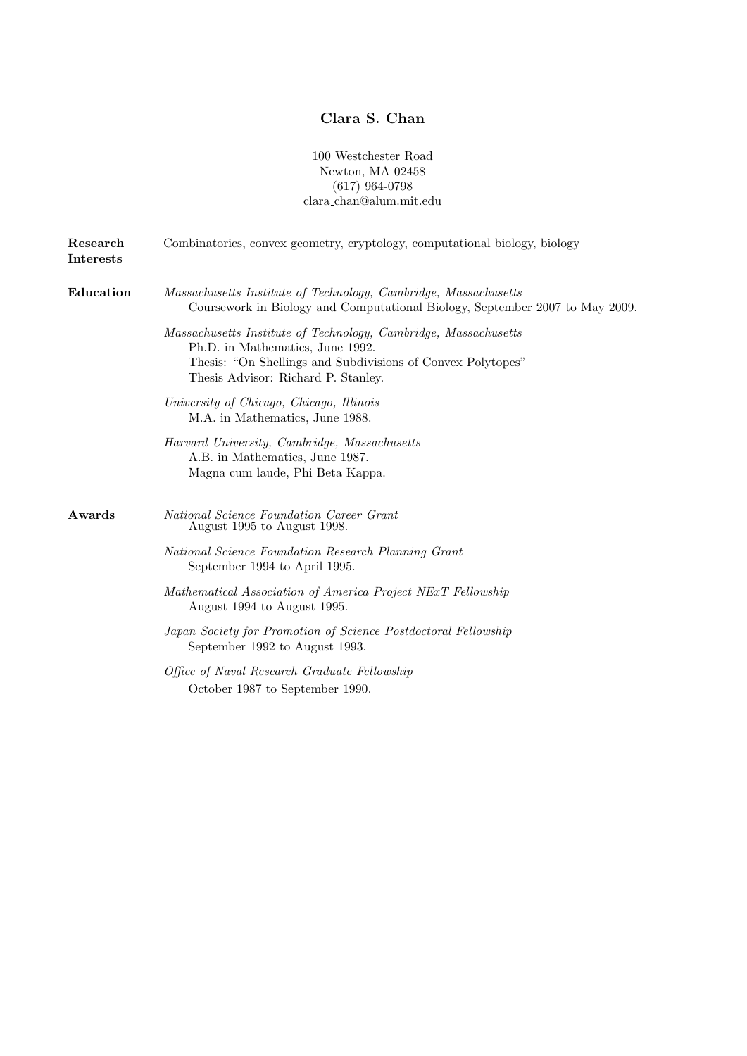# Clara S. Chan

100 Westchester Road
Newton, MA 02458
(617) 964-0798
clara_chan@alum.mit.edu

**Research Interests**

Combinatorics, convex geometry, cryptology, computational biology, biology

**Education**

*Massachusetts Institute of Technology, Cambridge, Massachusetts*
Coursework in Biology and Computational Biology, September 2007 to May 2009.

*Massachusetts Institute of Technology, Cambridge, Massachusetts*
Ph.D. in Mathematics, June 1992.
Thesis: "On Shellings and Subdivisions of Convex Polytopes"
Thesis Advisor: Richard P. Stanley.

*University of Chicago, Chicago, Illinois*
M.A. in Mathematics, June 1988.

*Harvard University, Cambridge, Massachusetts*
A.B. in Mathematics, June 1987.
Magna cum laude, Phi Beta Kappa.

**Awards**

*National Science Foundation Career Grant*
August 1995 to August 1998.

*National Science Foundation Research Planning Grant*
September 1994 to April 1995.

*Mathematical Association of America Project NExT Fellowship*
August 1994 to August 1995.

*Japan Society for Promotion of Science Postdoctoral Fellowship*
September 1992 to August 1993.

*Office of Naval Research Graduate Fellowship*
October 1987 to September 1990.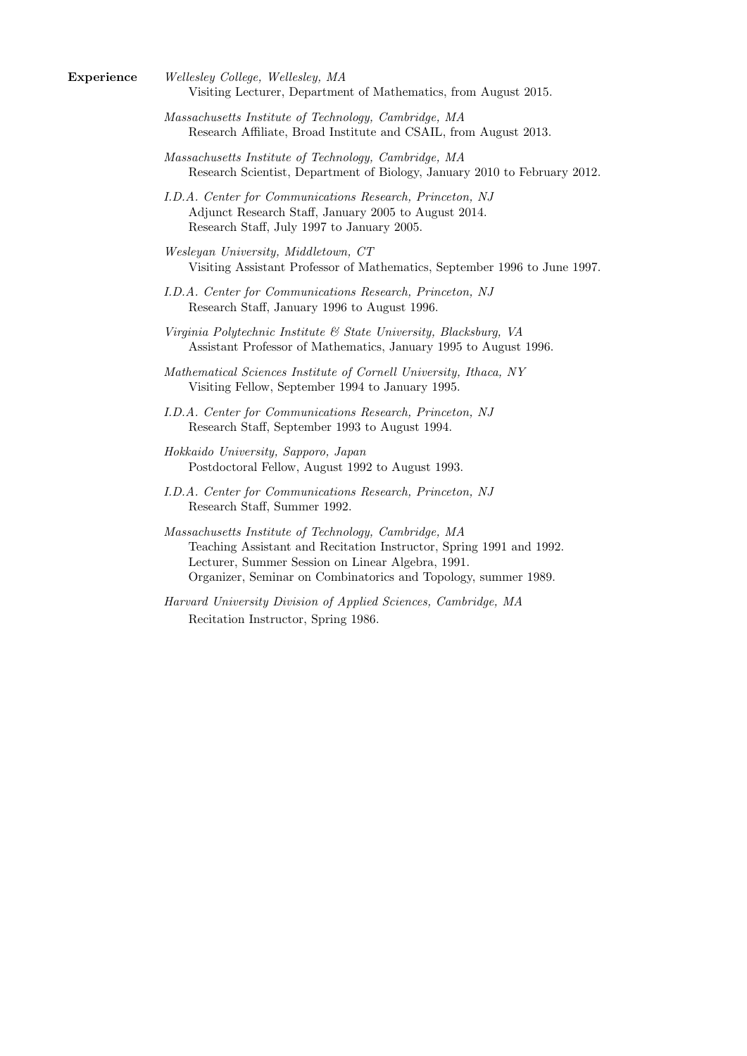**Experience**

*Wellesley College, Wellesley, MA*
Visiting Lecturer, Department of Mathematics, from August 2015.

*Massachusetts Institute of Technology, Cambridge, MA*
Research Affiliate, Broad Institute and CSAIL, from August 2013.

*Massachusetts Institute of Technology, Cambridge, MA*
Research Scientist, Department of Biology, January 2010 to February 2012.

*I.D.A. Center for Communications Research, Princeton, NJ*
Adjunct Research Staff, January 2005 to August 2014.
Research Staff, July 1997 to January 2005.

*Wesleyan University, Middletown, CT*
Visiting Assistant Professor of Mathematics, September 1996 to June 1997.

*I.D.A. Center for Communications Research, Princeton, NJ*
Research Staff, January 1996 to August 1996.

*Virginia Polytechnic Institute & State University, Blacksburg, VA*
Assistant Professor of Mathematics, January 1995 to August 1996.

*Mathematical Sciences Institute of Cornell University, Ithaca, NY*
Visiting Fellow, September 1994 to January 1995.

*I.D.A. Center for Communications Research, Princeton, NJ*
Research Staff, September 1993 to August 1994.

*Hokkaido University, Sapporo, Japan*
Postdoctoral Fellow, August 1992 to August 1993.

*I.D.A. Center for Communications Research, Princeton, NJ*
Research Staff, Summer 1992.

*Massachusetts Institute of Technology, Cambridge, MA*
Teaching Assistant and Recitation Instructor, Spring 1991 and 1992.
Lecturer, Summer Session on Linear Algebra, 1991.
Organizer, Seminar on Combinatorics and Topology, summer 1989.

*Harvard University Division of Applied Sciences, Cambridge, MA*
Recitation Instructor, Spring 1986.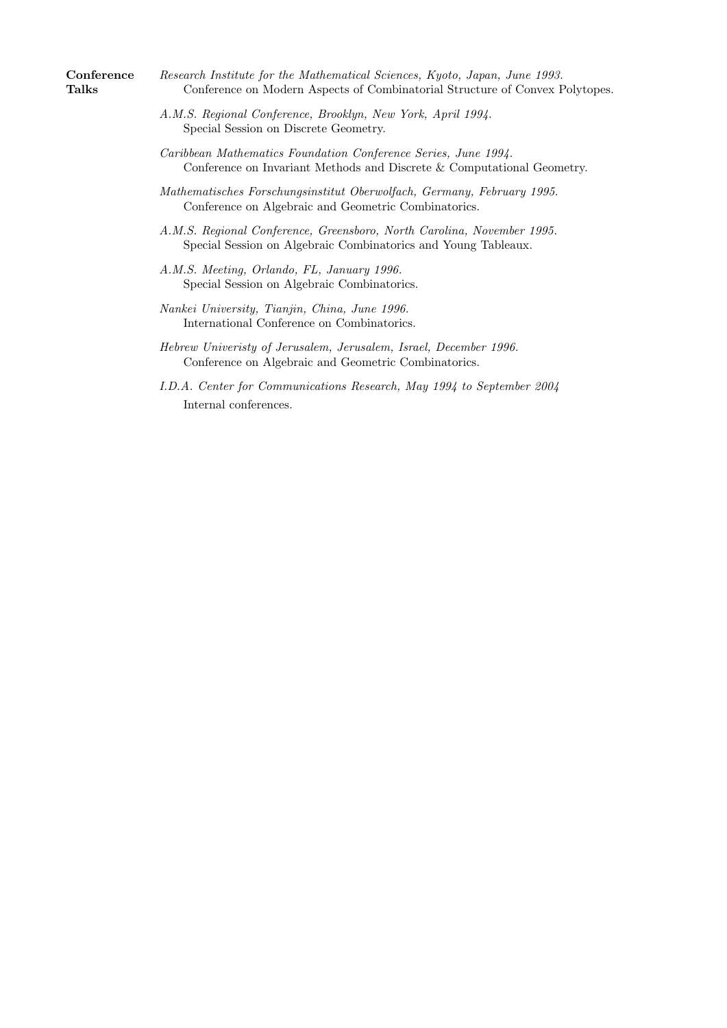**Conference Talks**

*Research Institute for the Mathematical Sciences, Kyoto, Japan, June 1993.*
Conference on Modern Aspects of Combinatorial Structure of Convex Polytopes.

*A.M.S. Regional Conference, Brooklyn, New York, April 1994.*
Special Session on Discrete Geometry.

*Caribbean Mathematics Foundation Conference Series, June 1994.*
Conference on Invariant Methods and Discrete & Computational Geometry.

*Mathematisches Forschungsinstitut Oberwolfach, Germany, February 1995.*
Conference on Algebraic and Geometric Combinatorics.

*A.M.S. Regional Conference, Greensboro, North Carolina, November 1995.*
Special Session on Algebraic Combinatorics and Young Tableaux.

*A.M.S. Meeting, Orlando, FL, January 1996.*
Special Session on Algebraic Combinatorics.

*Nankei University, Tianjin, China, June 1996.*
International Conference on Combinatorics.

*Hebrew Univeristy of Jerusalem, Jerusalem, Israel, December 1996.*
Conference on Algebraic and Geometric Combinatorics.

*I.D.A. Center for Communications Research, May 1994 to September 2004*
Internal conferences.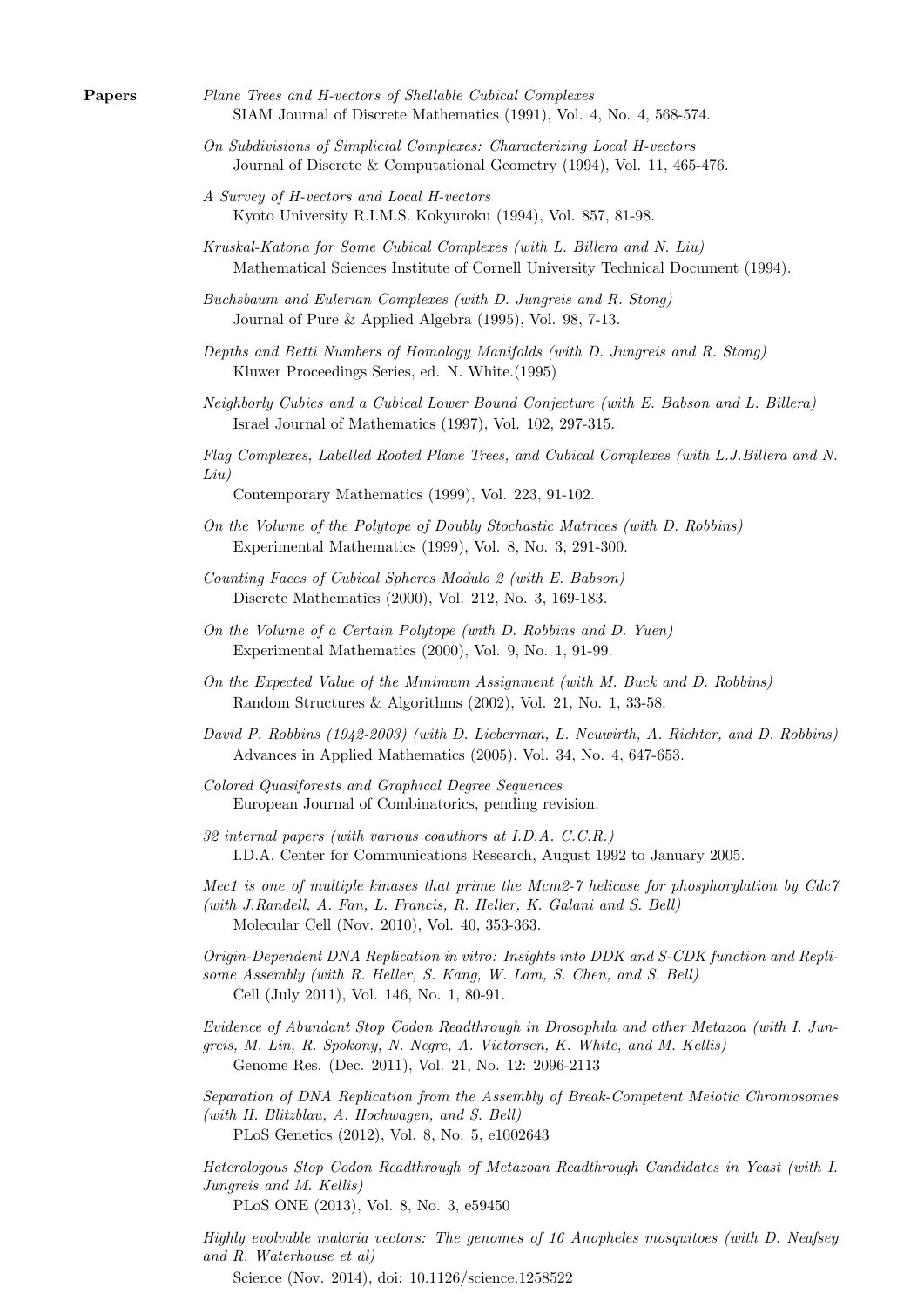**Papers**

*Plane Trees and H-vectors of Shellable Cubical Complexes*
SIAM Journal of Discrete Mathematics (1991), Vol. 4, No. 4, 568-574.

*On Subdivisions of Simplicial Complexes: Characterizing Local H-vectors*
Journal of Discrete & Computational Geometry (1994), Vol. 11, 465-476.

*A Survey of H-vectors and Local H-vectors*
Kyoto University R.I.M.S. Kokyuroku (1994), Vol. 857, 81-98.

*Kruskal-Katona for Some Cubical Complexes (with L. Billera and N. Liu)*
Mathematical Sciences Institute of Cornell University Technical Document (1994).

*Buchsbaum and Eulerian Complexes (with D. Jungreis and R. Stong)*
Journal of Pure & Applied Algebra (1995), Vol. 98, 7-13.

*Depths and Betti Numbers of Homology Manifolds (with D. Jungreis and R. Stong)*
Kluwer Proceedings Series, ed. N. White.(1995)

*Neighborly Cubics and a Cubical Lower Bound Conjecture (with E. Babson and L. Billera)*
Israel Journal of Mathematics (1997), Vol. 102, 297-315.

*Flag Complexes, Labelled Rooted Plane Trees, and Cubical Complexes (with L.J.Billera and N. Liu)*
Contemporary Mathematics (1999), Vol. 223, 91-102.

*On the Volume of the Polytope of Doubly Stochastic Matrices (with D. Robbins)*
Experimental Mathematics (1999), Vol. 8, No. 3, 291-300.

*Counting Faces of Cubical Spheres Modulo 2 (with E. Babson)*
Discrete Mathematics (2000), Vol. 212, No. 3, 169-183.

*On the Volume of a Certain Polytope (with D. Robbins and D. Yuen)*
Experimental Mathematics (2000), Vol. 9, No. 1, 91-99.

*On the Expected Value of the Minimum Assignment (with M. Buck and D. Robbins)*
Random Structures & Algorithms (2002), Vol. 21, No. 1, 33-58.

*David P. Robbins (1942-2003) (with D. Lieberman, L. Neuwirth, A. Richter, and D. Robbins)*
Advances in Applied Mathematics (2005), Vol. 34, No. 4, 647-653.

*Colored Quasiforests and Graphical Degree Sequences*
European Journal of Combinatorics, pending revision.

*32 internal papers (with various coauthors at I.D.A. C.C.R.)*
I.D.A. Center for Communications Research, August 1992 to January 2005.

*Mec1 is one of multiple kinases that prime the Mcm2-7 helicase for phosphorylation by Cdc7 (with J.Randell, A. Fan, L. Francis, R. Heller, K. Galani and S. Bell)*
Molecular Cell (Nov. 2010), Vol. 40, 353-363.

*Origin-Dependent DNA Replication in vitro: Insights into DDK and S-CDK function and Replisome Assembly (with R. Heller, S. Kang, W. Lam, S. Chen, and S. Bell)*
Cell (July 2011), Vol. 146, No. 1, 80-91.

*Evidence of Abundant Stop Codon Readthrough in Drosophila and other Metazoa (with I. Jungreis, M. Lin, R. Spokony, N. Negre, A. Victorsen, K. White, and M. Kellis)*
Genome Res. (Dec. 2011), Vol. 21, No. 12: 2096-2113

*Separation of DNA Replication from the Assembly of Break-Competent Meiotic Chromosomes (with H. Blitzblau, A. Hochwagen, and S. Bell)*
PLoS Genetics (2012), Vol. 8, No. 5, e1002643

*Heterologous Stop Codon Readthrough of Metazoan Readthrough Candidates in Yeast (with I. Jungreis and M. Kellis)*
PLoS ONE (2013), Vol. 8, No. 3, e59450

*Highly evolvable malaria vectors: The genomes of 16 Anopheles mosquitoes (with D. Neafsey and R. Waterhouse et al)*
Science (Nov. 2014), doi: 10.1126/science.1258522